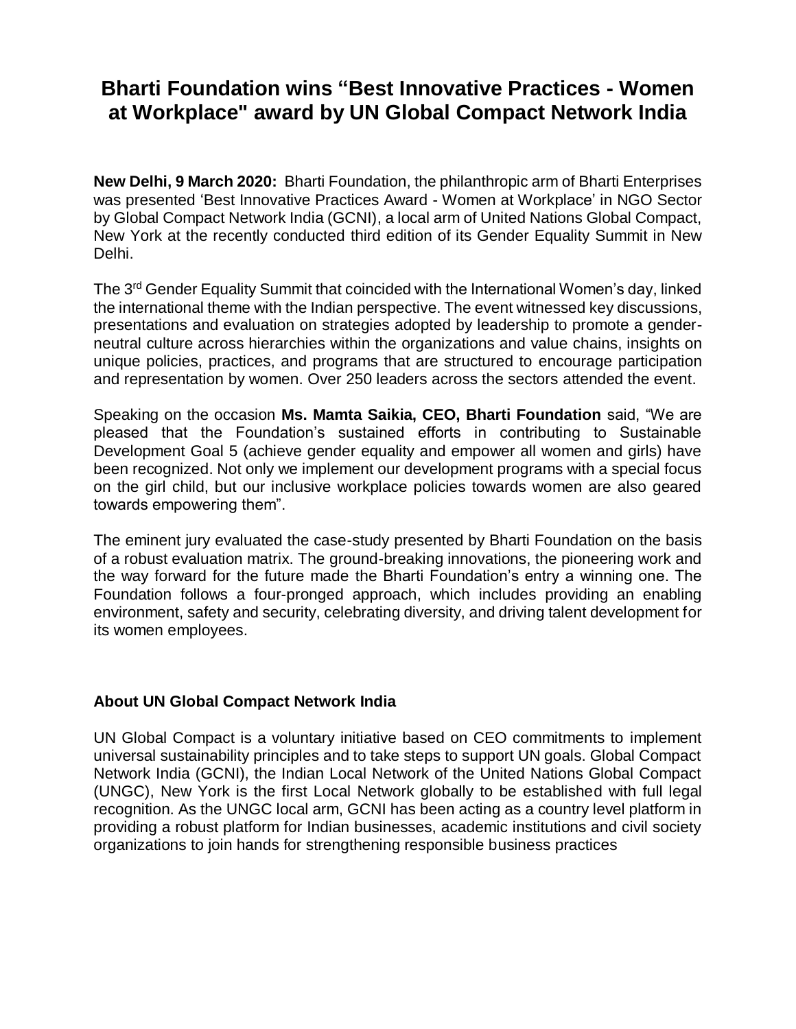# Bharti Foundation wins "Best Innovative Practices - Women at Workplace" award by UN Global Compact Network India

**New Delhi, 9 March 2020:** Bharti Foundation, the philanthropic arm of Bharti Enterprises was presented 'Best Innovative Practices Award - Women at Workplace' in NGO Sector by Global Compact Network India (GCNI), a local arm of United Nations Global Compact, New York at the recently conducted third edition of its Gender Equality Summit in New Delhi.

The 3rd Gender Equality Summit that coincided with the International Women's day, linked the international theme with the Indian perspective. The event witnessed key discussions, presentations and evaluation on strategies adopted by leadership to promote a gender-neutral culture across hierarchies within the organizations and value chains, insights on unique policies, practices, and programs that are structured to encourage participation and representation by women. Over 250 leaders across the sectors attended the event.

Speaking on the occasion **Ms. Mamta Saikia, CEO, Bharti Foundation** said, "We are pleased that the Foundation's sustained efforts in contributing to Sustainable Development Goal 5 (achieve gender equality and empower all women and girls) have been recognized. Not only we implement our development programs with a special focus on the girl child, but our inclusive workplace policies towards women are also geared towards empowering them".

The eminent jury evaluated the case-study presented by Bharti Foundation on the basis of a robust evaluation matrix. The ground-breaking innovations, the pioneering work and the way forward for the future made the Bharti Foundation's entry a winning one. The Foundation follows a four-pronged approach, which includes providing an enabling environment, safety and security, celebrating diversity, and driving talent development for its women employees.

**About UN Global Compact Network India**

UN Global Compact is a voluntary initiative based on CEO commitments to implement universal sustainability principles and to take steps to support UN goals. Global Compact Network India (GCNI), the Indian Local Network of the United Nations Global Compact (UNGC), New York is the first Local Network globally to be established with full legal recognition. As the UNGC local arm, GCNI has been acting as a country level platform in providing a robust platform for Indian businesses, academic institutions and civil society organizations to join hands for strengthening responsible business practices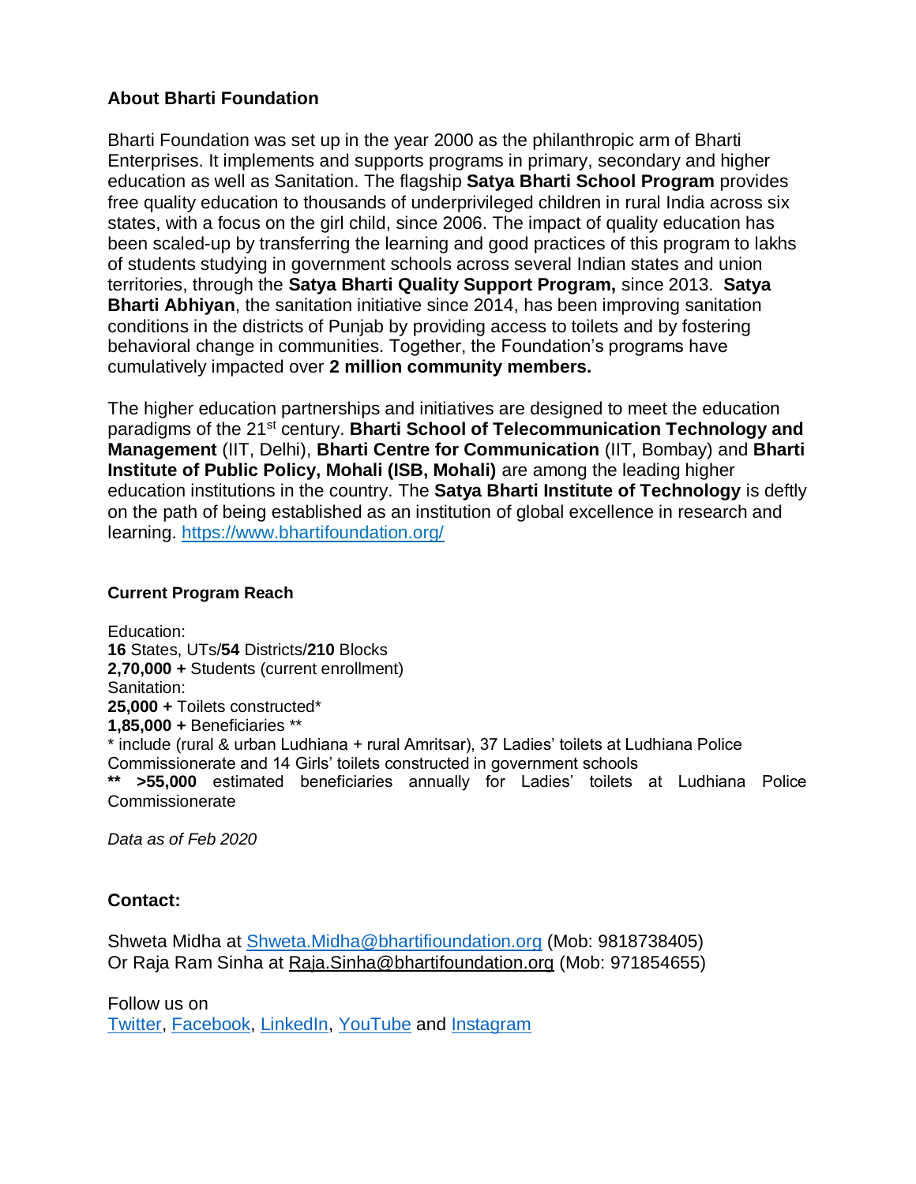## About Bharti Foundation

Bharti Foundation was set up in the year 2000 as the philanthropic arm of Bharti Enterprises. It implements and supports programs in primary, secondary and higher education as well as Sanitation. The flagship **Satya Bharti School Program** provides free quality education to thousands of underprivileged children in rural India across six states, with a focus on the girl child, since 2006. The impact of quality education has been scaled-up by transferring the learning and good practices of this program to lakhs of students studying in government schools across several Indian states and union territories, through the **Satya Bharti Quality Support Program,** since 2013. **Satya Bharti Abhiyan**, the sanitation initiative since 2014, has been improving sanitation conditions in the districts of Punjab by providing access to toilets and by fostering behavioral change in communities. Together, the Foundation's programs have cumulatively impacted over **2 million community members.**

The higher education partnerships and initiatives are designed to meet the education paradigms of the 21st century. **Bharti School of Telecommunication Technology and Management** (IIT, Delhi), **Bharti Centre for Communication** (IIT, Bombay) and **Bharti Institute of Public Policy, Mohali (ISB, Mohali)** are among the leading higher education institutions in the country. The **Satya Bharti Institute of Technology** is deftly on the path of being established as an institution of global excellence in research and learning. https://www.bhartifoundation.org/

### Current Program Reach

Education:
**16** States, UTs/**54** Districts/**210** Blocks
**2,70,000 +** Students (current enrollment)
Sanitation:
**25,000 +** Toilets constructed*
**1,85,000 +** Beneficiaries **
* include (rural & urban Ludhiana + rural Amritsar), 37 Ladies' toilets at Ludhiana Police Commissionerate and 14 Girls' toilets constructed in government schools
**\*\* >55,000** estimated beneficiaries annually for Ladies' toilets at Ludhiana Police Commissionerate

*Data as of Feb 2020*

### Contact:

Shweta Midha at Shweta.Midha@bhartifioundation.org (Mob: 9818738405)
Or Raja Ram Sinha at Raja.Sinha@bhartifoundation.org (Mob: 971854655)

Follow us on
Twitter, Facebook, LinkedIn, YouTube and Instagram